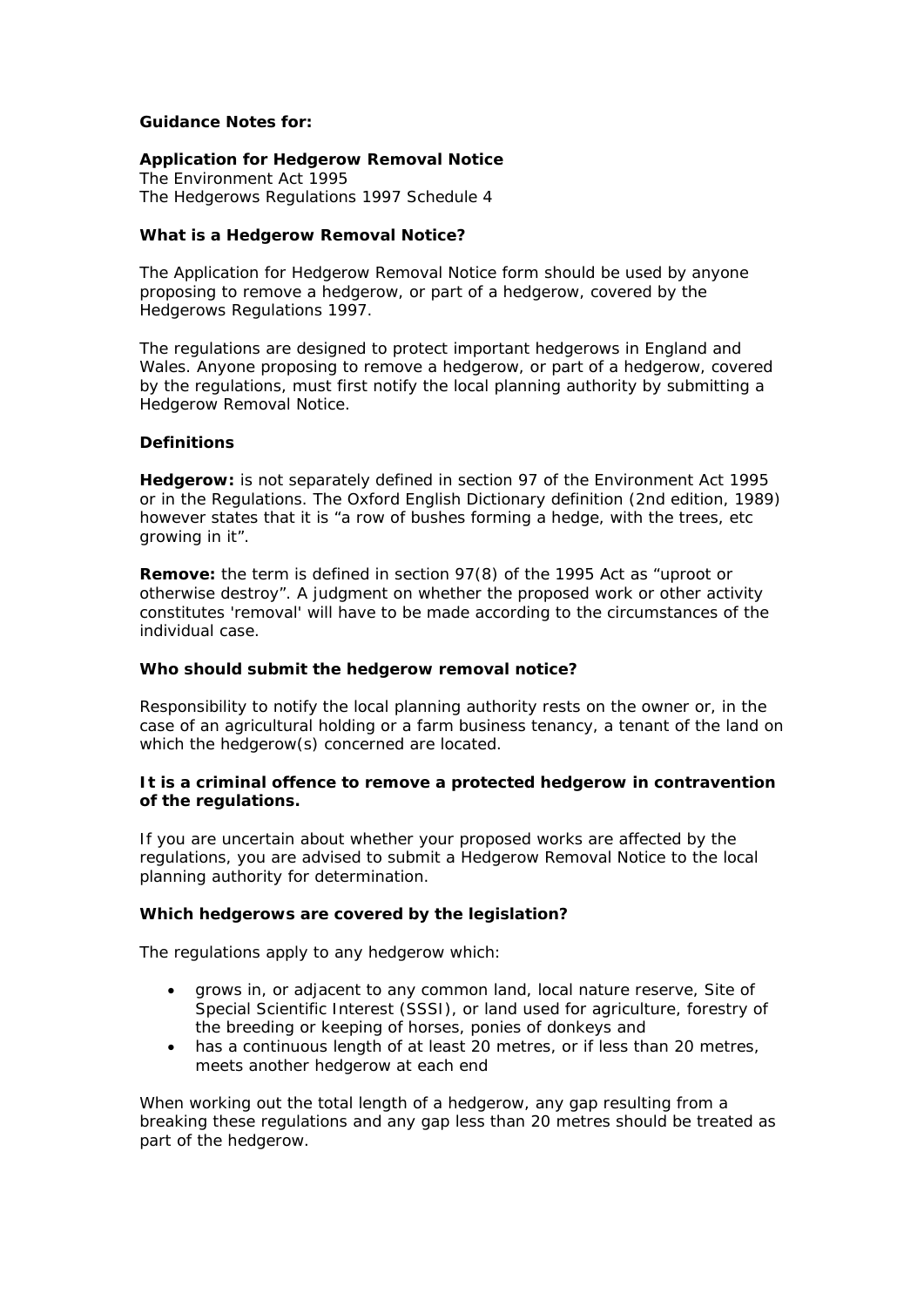**Guidance Notes for:**

**Application for Hedgerow Removal Notice**
The Environment Act 1995
The Hedgerows Regulations 1997 Schedule 4

**What is a Hedgerow Removal Notice?**

The Application for Hedgerow Removal Notice form should be used by anyone proposing to remove a hedgerow, or part of a hedgerow, covered by the Hedgerows Regulations 1997.

The regulations are designed to protect important hedgerows in England and Wales. Anyone proposing to remove a hedgerow, or part of a hedgerow, covered by the regulations, must first notify the local planning authority by submitting a Hedgerow Removal Notice.

**Definitions**

**Hedgerow:** is not separately defined in section 97 of the Environment Act 1995 or in the Regulations. The Oxford English Dictionary definition (2nd edition, 1989) however states that it is "a row of bushes forming a hedge, with the trees, etc growing in it".

**Remove:** the term is defined in section 97(8) of the 1995 Act as "uproot or otherwise destroy". A judgment on whether the proposed work or other activity constitutes 'removal' will have to be made according to the circumstances of the individual case.

**Who should submit the hedgerow removal notice?**

Responsibility to notify the local planning authority rests on the owner or, in the case of an agricultural holding or a farm business tenancy, a tenant of the land on which the hedgerow(s) concerned are located.

**It is a criminal offence to remove a protected hedgerow in contravention of the regulations.**

If you are uncertain about whether your proposed works are affected by the regulations, you are advised to submit a Hedgerow Removal Notice to the local planning authority for determination.

**Which hedgerows are covered by the legislation?**

The regulations apply to any hedgerow which:

- grows in, or adjacent to any common land, local nature reserve, Site of Special Scientific Interest (SSSI), or land used for agriculture, forestry of the breeding or keeping of horses, ponies of donkeys and
- has a continuous length of at least 20 metres, or if less than 20 metres, meets another hedgerow at each end

When working out the total length of a hedgerow, any gap resulting from a breaking these regulations and any gap less than 20 metres should be treated as part of the hedgerow.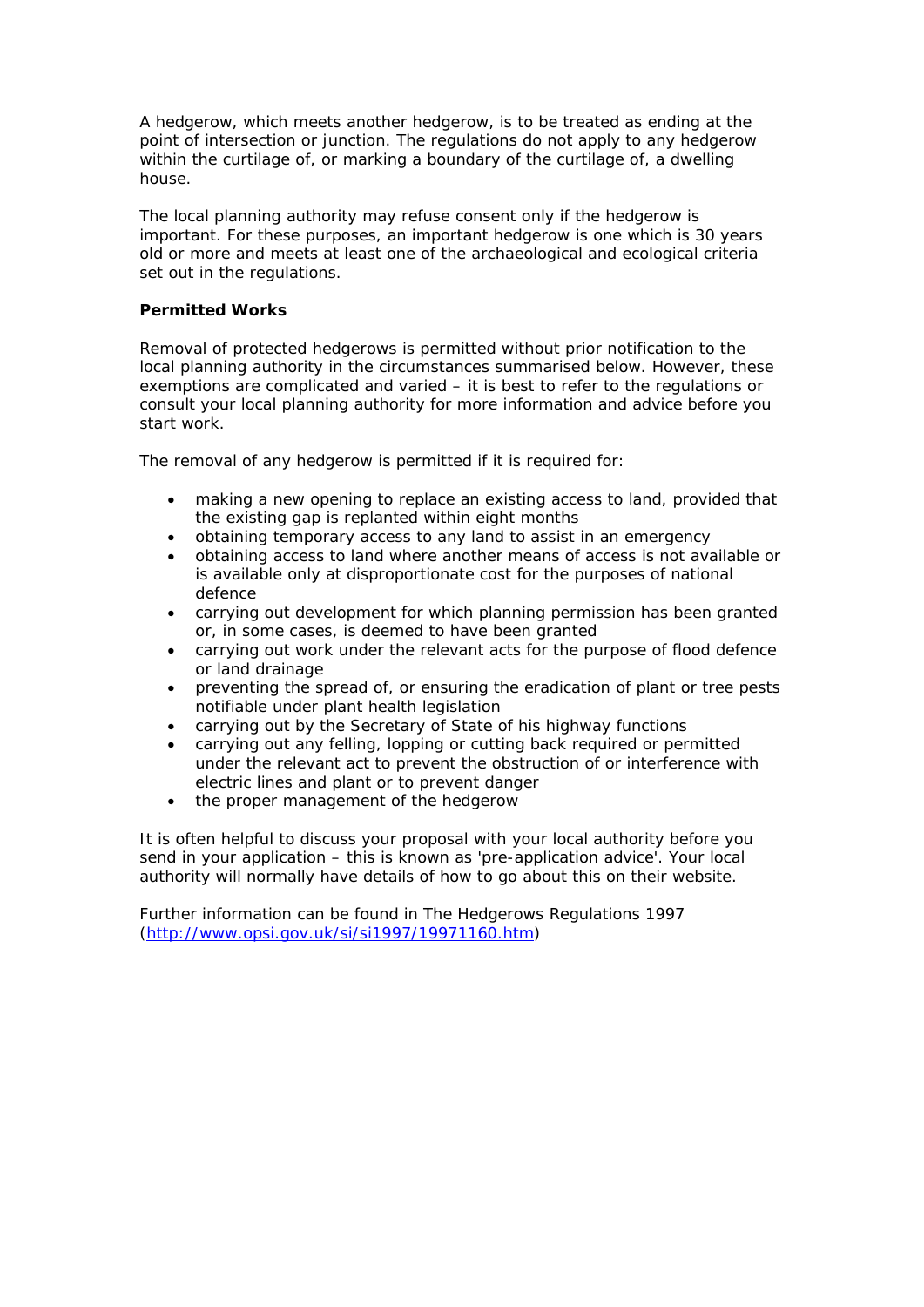A hedgerow, which meets another hedgerow, is to be treated as ending at the point of intersection or junction. The regulations do not apply to any hedgerow within the curtilage of, or marking a boundary of the curtilage of, a dwelling house.

The local planning authority may refuse consent only if the hedgerow is important. For these purposes, an important hedgerow is one which is 30 years old or more and meets at least one of the archaeological and ecological criteria set out in the regulations.

**Permitted Works**

Removal of protected hedgerows is permitted without prior notification to the local planning authority in the circumstances summarised below. However, these exemptions are complicated and varied – it is best to refer to the regulations or consult your local planning authority for more information and advice before you start work.

The removal of any hedgerow is permitted if it is required for:

- making a new opening to replace an existing access to land, provided that the existing gap is replanted within eight months
- obtaining temporary access to any land to assist in an emergency
- obtaining access to land where another means of access is not available or is available only at disproportionate cost for the purposes of national defence
- carrying out development for which planning permission has been granted or, in some cases, is deemed to have been granted
- carrying out work under the relevant acts for the purpose of flood defence or land drainage
- preventing the spread of, or ensuring the eradication of plant or tree pests notifiable under plant health legislation
- carrying out by the Secretary of State of his highway functions
- carrying out any felling, lopping or cutting back required or permitted under the relevant act to prevent the obstruction of or interference with electric lines and plant or to prevent danger
- the proper management of the hedgerow

It is often helpful to discuss your proposal with your local authority before you send in your application – this is known as 'pre-application advice'. Your local authority will normally have details of how to go about this on their website.

Further information can be found in The Hedgerows Regulations 1997 ([http://www.opsi.gov.uk/si/si1997/19971160.htm](http://www.opsi.gov.uk/si/si1997/19971160.htm))